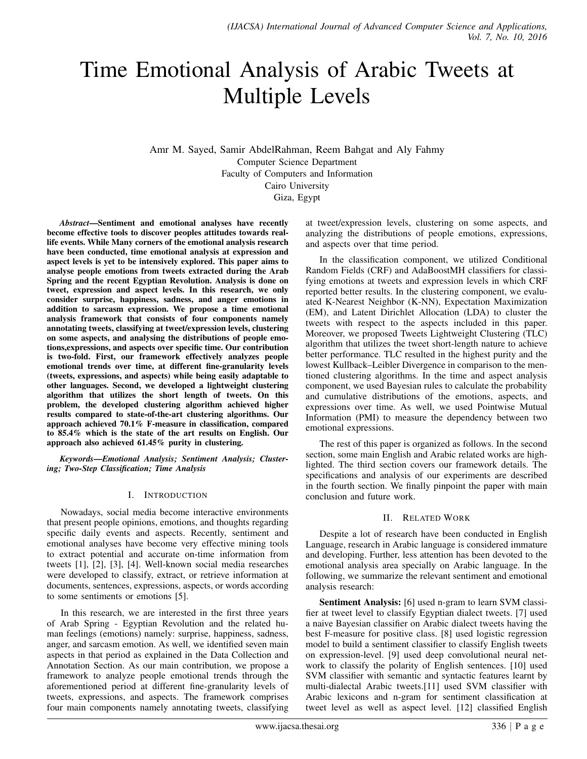# Time Emotional Analysis of Arabic Tweets at Multiple Levels

Amr M. Sayed, Samir AbdelRahman, Reem Bahgat and Aly Fahmy
Computer Science Department
Faculty of Computers and Information
Cairo University
Giza, Egypt

***Abstract*—Sentiment and emotional analyses have recently become effective tools to discover peoples attitudes towards real-life events. While Many corners of the emotional analysis research have been conducted, time emotional analysis at expression and aspect levels is yet to be intensively explored. This paper aims to analyse people emotions from tweets extracted during the Arab Spring and the recent Egyptian Revolution. Analysis is done on tweet, expression and aspect levels. In this research, we only consider surprise, happiness, sadness, and anger emotions in addition to sarcasm expression. We propose a time emotional analysis framework that consists of four components namely annotating tweets, classifying at tweet/expression levels, clustering on some aspects, and analysing the distributions of people emotions,expressions, and aspects over specific time. Our contribution is two-fold. First, our framework effectively analyzes people emotional trends over time, at different fine-granularity levels (tweets, expressions, and aspects) while being easily adaptable to other languages. Second, we developed a lightweight clustering algorithm that utilizes the short length of tweets. On this problem, the developed clustering algorithm achieved higher results compared to state-of-the-art clustering algorithms. Our approach achieved 70.1% F-measure in classification, compared to 85.4% which is the state of the art results on English. Our approach also achieved 61.45% purity in clustering.**

***Keywords*—*Emotional Analysis; Sentiment Analysis; Clustering; Two-Step Classification; Time Analysis***

## I. Introduction

Nowadays, social media become interactive environments that present people opinions, emotions, and thoughts regarding specific daily events and aspects. Recently, sentiment and emotional analyses have become very effective mining tools to extract potential and accurate on-time information from tweets [1], [2], [3], [4]. Well-known social media researches were developed to classify, extract, or retrieve information at documents, sentences, expressions, aspects, or words according to some sentiments or emotions [5].

In this research, we are interested in the first three years of Arab Spring - Egyptian Revolution and the related human feelings (emotions) namely: surprise, happiness, sadness, anger, and sarcasm emotion. As well, we identified seven main aspects in that period as explained in the Data Collection and Annotation Section. As our main contribution, we propose a framework to analyze people emotional trends through the aforementioned period at different fine-granularity levels of tweets, expressions, and aspects. The framework comprises four main components namely annotating tweets, classifying at tweet/expression levels, clustering on some aspects, and analyzing the distributions of people emotions, expressions, and aspects over that time period.

In the classification component, we utilized Conditional Random Fields (CRF) and AdaBoostMH classifiers for classifying emotions at tweets and expression levels in which CRF reported better results. In the clustering component, we evaluated K-Nearest Neighbor (K-NN), Expectation Maximization (EM), and Latent Dirichlet Allocation (LDA) to cluster the tweets with respect to the aspects included in this paper. Moreover, we proposed Tweets Lightweight Clustering (TLC) algorithm that utilizes the tweet short-length nature to achieve better performance. TLC resulted in the highest purity and the lowest Kullback–Leibler Divergence in comparison to the mentioned clustering algorithms. In the time and aspect analysis component, we used Bayesian rules to calculate the probability and cumulative distributions of the emotions, aspects, and expressions over time. As well, we used Pointwise Mutual Information (PMI) to measure the dependency between two emotional expressions.

The rest of this paper is organized as follows. In the second section, some main English and Arabic related works are highlighted. The third section covers our framework details. The specifications and analysis of our experiments are described in the fourth section. We finally pinpoint the paper with main conclusion and future work.

## II. Related Work

Despite a lot of research have been conducted in English Language, research in Arabic language is considered immature and developing. Further, less attention has been devoted to the emotional analysis area specially on Arabic language. In the following, we summarize the relevant sentiment and emotional analysis research:

**Sentiment Analysis:** [6] used n-gram to learn SVM classifier at tweet level to classify Egyptian dialect tweets. [7] used a naive Bayesian classifier on Arabic dialect tweets having the best F-measure for positive class. [8] used logistic regression model to build a sentiment classifier to classify English tweets on expression-level. [9] used deep convolutional neural network to classify the polarity of English sentences. [10] used SVM classifier with semantic and syntactic features learnt by multi-dialectal Arabic tweets.[11] used SVM classifier with Arabic lexicons and n-gram for sentiment classification at tweet level as well as aspect level. [12] classified English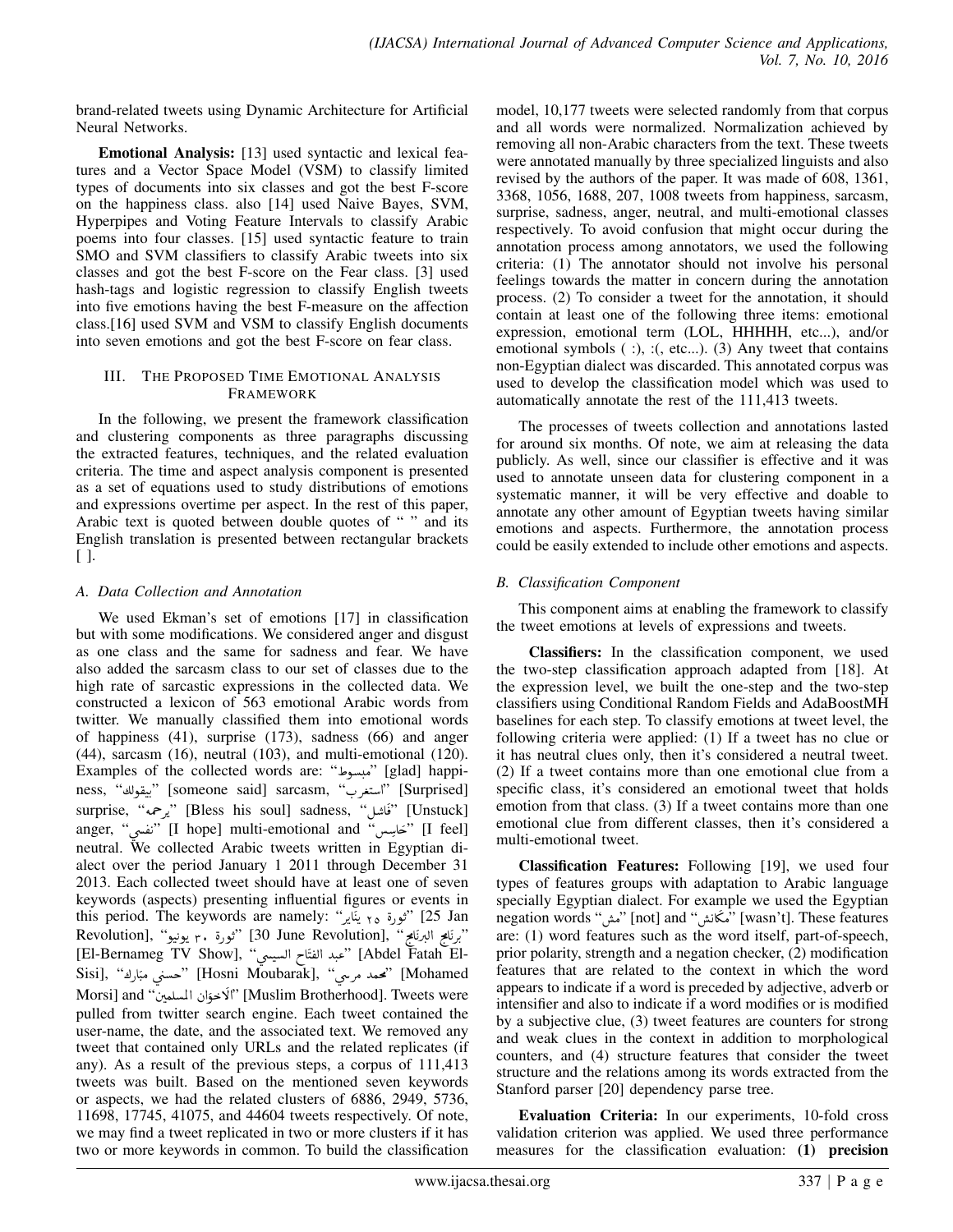brand-related tweets using Dynamic Architecture for Artificial Neural Networks.

**Emotional Analysis:** [13] used syntactic and lexical features and a Vector Space Model (VSM) to classify limited types of documents into six classes and got the best F-score on the happiness class. also [14] used Naive Bayes, SVM, Hyperpipes and Voting Feature Intervals to classify Arabic poems into four classes. [15] used syntactic feature to train SMO and SVM classifiers to classify Arabic tweets into six classes and got the best F-score on the Fear class. [3] used hash-tags and logistic regression to classify English tweets into five emotions having the best F-measure on the affection class.[16] used SVM and VSM to classify English documents into seven emotions and got the best F-score on fear class.

## III. The Proposed Time Emotional Analysis Framework

In the following, we present the framework classification and clustering components as three paragraphs discussing the extracted features, techniques, and the related evaluation criteria. The time and aspect analysis component is presented as a set of equations used to study distributions of emotions and expressions overtime per aspect. In the rest of this paper, Arabic text is quoted between double quotes of " " and its English translation is presented between rectangular brackets [ ].

### A. Data Collection and Annotation

We used Ekman's set of emotions [17] in classification but with some modifications. We considered anger and disgust as one class and the same for sadness and fear. We have also added the sarcasm class to our set of classes due to the high rate of sarcastic expressions in the collected data. We constructed a lexicon of 563 emotional Arabic words from twitter. We manually classified them into emotional words of happiness (41), surprise (173), sadness (66) and anger (44), sarcasm (16), neutral (103), and multi-emotional (120). Examples of the collected words are: "مبسوط" [glad] happiness, "بيقولك" [someone said] sarcasm, "استغرب" [Surprised] surprise, "يرحمه" [Bless his soul] sadness, "فاشل" [Unstuck] anger, "نفسي" [I hope] multi-emotional and "حاسس" [I feel] neutral. We collected Arabic tweets written in Egyptian dialect over the period January 1 2011 through December 31 2013. Each collected tweet should have at least one of seven keywords (aspects) presenting influential figures or events in this period. The keywords are namely: "ثورة ٢٥ يناير" [25 Jan Revolution], "ثورة ٣٠ يونيو" [30 June Revolution], "برنامج البرنامج" [El-Bernameg TV Show], "عبد الفتاح السيسي" [Abdel Fatah El-Sisi], "حسني مبارك" [Hosni Moubarak], "محمد مرسي" [Mohamed Morsi] and "الاخوان المسلمين" [Muslim Brotherhood]. Tweets were pulled from twitter search engine. Each tweet contained the user-name, the date, and the associated text. We removed any tweet that contained only URLs and the related replicates (if any). As a result of the previous steps, a corpus of 111,413 tweets was built. Based on the mentioned seven keywords or aspects, we had the related clusters of 6886, 2949, 5736, 11698, 17745, 41075, and 44604 tweets respectively. Of note, we may find a tweet replicated in two or more clusters if it has two or more keywords in common. To build the classification model, 10,177 tweets were selected randomly from that corpus and all words were normalized. Normalization achieved by removing all non-Arabic characters from the text. These tweets were annotated manually by three specialized linguists and also revised by the authors of the paper. It was made of 608, 1361, 3368, 1056, 1688, 207, 1008 tweets from happiness, sarcasm, surprise, sadness, anger, neutral, and multi-emotional classes respectively. To avoid confusion that might occur during the annotation process among annotators, we used the following criteria: (1) The annotator should not involve his personal feelings towards the matter in concern during the annotation process. (2) To consider a tweet for the annotation, it should contain at least one of the following three items: emotional expression, emotional term (LOL, HHHHH, etc...), and/or emotional symbols ( :), :(, etc...). (3) Any tweet that contains non-Egyptian dialect was discarded. This annotated corpus was used to develop the classification model which was used to automatically annotate the rest of the 111,413 tweets.

The processes of tweets collection and annotations lasted for around six months. Of note, we aim at releasing the data publicly. As well, since our classifier is effective and it was used to annotate unseen data for clustering component in a systematic manner, it will be very effective and doable to annotate any other amount of Egyptian tweets having similar emotions and aspects. Furthermore, the annotation process could be easily extended to include other emotions and aspects.

### B. Classification Component

This component aims at enabling the framework to classify the tweet emotions at levels of expressions and tweets.

**Classifiers:** In the classification component, we used the two-step classification approach adapted from [18]. At the expression level, we built the one-step and the two-step classifiers using Conditional Random Fields and AdaBoostMH baselines for each step. To classify emotions at tweet level, the following criteria were applied: (1) If a tweet has no clue or it has neutral clues only, then it's considered a neutral tweet. (2) If a tweet contains more than one emotional clue from a specific class, it's considered an emotional tweet that holds emotion from that class. (3) If a tweet contains more than one emotional clue from different classes, then it's considered a multi-emotional tweet.

**Classification Features:** Following [19], we used four types of features groups with adaptation to Arabic language specially Egyptian dialect. For example we used the Egyptian negation words "مش" [not] and "مكانش" [wasn't]. These features are: (1) word features such as the word itself, part-of-speech, prior polarity, strength and a negation checker, (2) modification features that are related to the context in which the word appears to indicate if a word is preceded by adjective, adverb or intensifier and also to indicate if a word modifies or is modified by a subjective clue, (3) tweet features are counters for strong and weak clues in the context in addition to morphological counters, and (4) structure features that consider the tweet structure and the relations among its words extracted from the Stanford parser [20] dependency parse tree.

**Evaluation Criteria:** In our experiments, 10-fold cross validation criterion was applied. We used three performance measures for the classification evaluation: **(1) precision**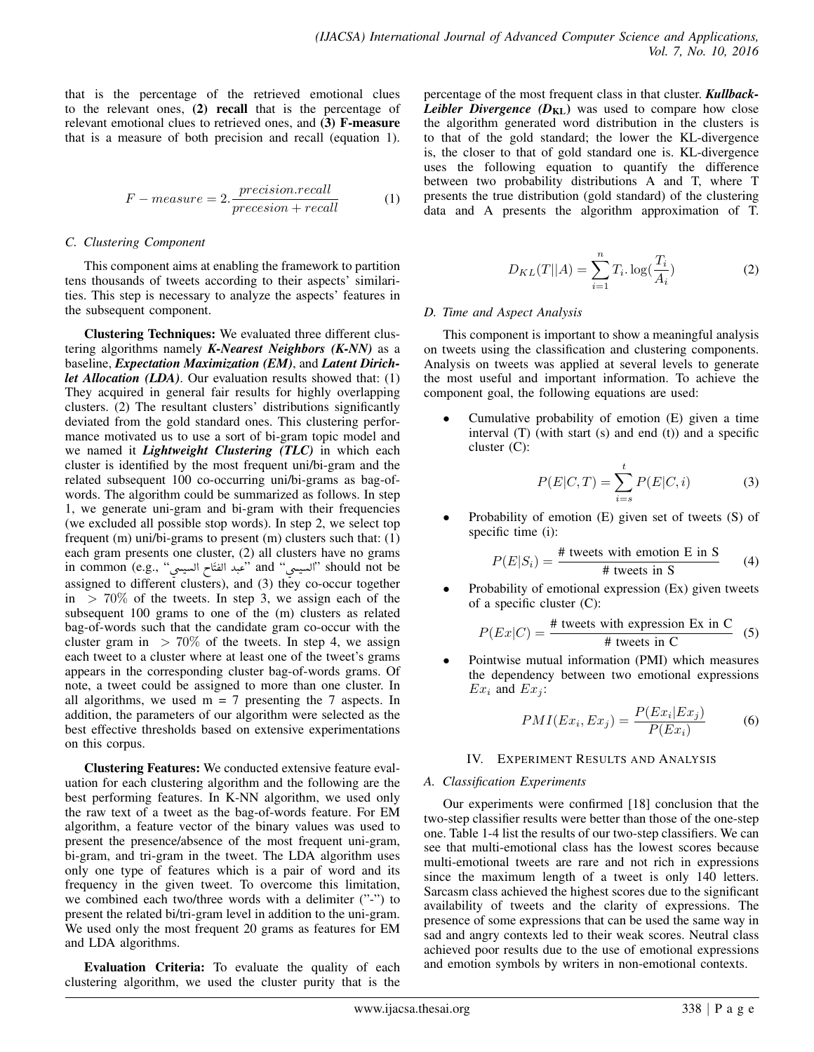that is the percentage of the retrieved emotional clues to the relevant ones, **(2) recall** that is the percentage of relevant emotional clues to retrieved ones, and **(3) F-measure** that is a measure of both precision and recall (equation 1).

$$F - measure = 2.\frac{precision.recall}{precesion + recall} \quad (1)$$

### C. Clustering Component

This component aims at enabling the framework to partition tens thousands of tweets according to their aspects' similarities. This step is necessary to analyze the aspects' features in the subsequent component.

**Clustering Techniques:** We evaluated three different clustering algorithms namely ***K-Nearest Neighbors (K-NN)*** as a baseline, ***Expectation Maximization (EM)***, and ***Latent Dirichlet Allocation (LDA)***. Our evaluation results showed that: (1) They acquired in general fair results for highly overlapping clusters. (2) The resultant clusters' distributions significantly deviated from the gold standard ones. This clustering performance motivated us to use a sort of bi-gram topic model and we named it ***Lightweight Clustering (TLC)*** in which each cluster is identified by the most frequent uni/bi-gram and the related subsequent 100 co-occurring uni/bi-grams as bag-of-words. The algorithm could be summarized as follows. In step 1, we generate uni-gram and bi-gram with their frequencies (we excluded all possible stop words). In step 2, we select top frequent (m) uni/bi-grams to present (m) clusters such that: (1) each gram presents one cluster, (2) all clusters have no grams in common (e.g., "عبد الفتاح السيسي" and "السيسي" should not be assigned to different clusters), and (3) they co-occur together in $> 70\%$ of the tweets. In step 3, we assign each of the subsequent 100 grams to one of the (m) clusters as related bag-of-words such that the candidate gram co-occur with the cluster gram in $> 70\%$ of the tweets. In step 4, we assign each tweet to a cluster where at least one of the tweet's grams appears in the corresponding cluster bag-of-words grams. Of note, a tweet could be assigned to more than one cluster. In all algorithms, we used m = 7 presenting the 7 aspects. In addition, the parameters of our algorithm were selected as the best effective thresholds based on extensive experimentations on this corpus.

**Clustering Features:** We conducted extensive feature evaluation for each clustering algorithm and the following are the best performing features. In K-NN algorithm, we used only the raw text of a tweet as the bag-of-words feature. For EM algorithm, a feature vector of the binary values was used to present the presence/absence of the most frequent uni-gram, bi-gram, and tri-gram in the tweet. The LDA algorithm uses only one type of features which is a pair of word and its frequency in the given tweet. To overcome this limitation, we combined each two/three words with a delimiter ("-") to present the related bi/tri-gram level in addition to the uni-gram. We used only the most frequent 20 grams as features for EM and LDA algorithms.

**Evaluation Criteria:** To evaluate the quality of each clustering algorithm, we used the cluster purity that is the percentage of the most frequent class in that cluster. ***Kullback-Leibler Divergence ($D_{KL}$)*** was used to compare how close the algorithm generated word distribution in the clusters is to that of the gold standard; the lower the KL-divergence is, the closer to that of gold standard one is. KL-divergence uses the following equation to quantify the difference between two probability distributions A and T, where T presents the true distribution (gold standard) of the clustering data and A presents the algorithm approximation of T.

$$D_{KL}(T||A) = \sum_{i=1}^{n} T_i . \log(\frac{T_i}{A_i}) \quad (2)$$

### D. Time and Aspect Analysis

This component is important to show a meaningful analysis on tweets using the classification and clustering components. Analysis on tweets was applied at several levels to generate the most useful and important information. To achieve the component goal, the following equations are used:

- Cumulative probability of emotion (E) given a time interval (T) (with start (s) and end (t)) and a specific cluster (C):

$$P(E|C, T) = \sum_{i=s}^{t} P(E|C, i) \quad (3)$$

- Probability of emotion (E) given set of tweets (S) of specific time (i):

$$P(E|S_i) = \frac{\text{\# tweets with emotion E in S}}{\text{\# tweets in S}} \quad (4)$$

- Probability of emotional expression (Ex) given tweets of a specific cluster (C):

$$P(Ex|C) = \frac{\text{\# tweets with expression Ex in C}}{\text{\# tweets in C}} \quad (5)$$

- Pointwise mutual information (PMI) which measures the dependency between two emotional expressions $Ex_i$ and $Ex_j$:

$$PMI(Ex_i, Ex_j) = \frac{P(Ex_i|Ex_j)}{P(Ex_i)} \quad (6)$$

## IV. Experiment Results and Analysis

### A. Classification Experiments

Our experiments were confirmed [18] conclusion that the two-step classifier results were better than those of the one-step one. Table 1-4 list the results of our two-step classifiers. We can see that multi-emotional class has the lowest scores because multi-emotional tweets are rare and not rich in expressions since the maximum length of a tweet is only 140 letters. Sarcasm class achieved the highest scores due to the significant availability of tweets and the clarity of expressions. The presence of some expressions that can be used the same way in sad and angry contexts led to their weak scores. Neutral class achieved poor results due to the use of emotional expressions and emotion symbols by writers in non-emotional contexts.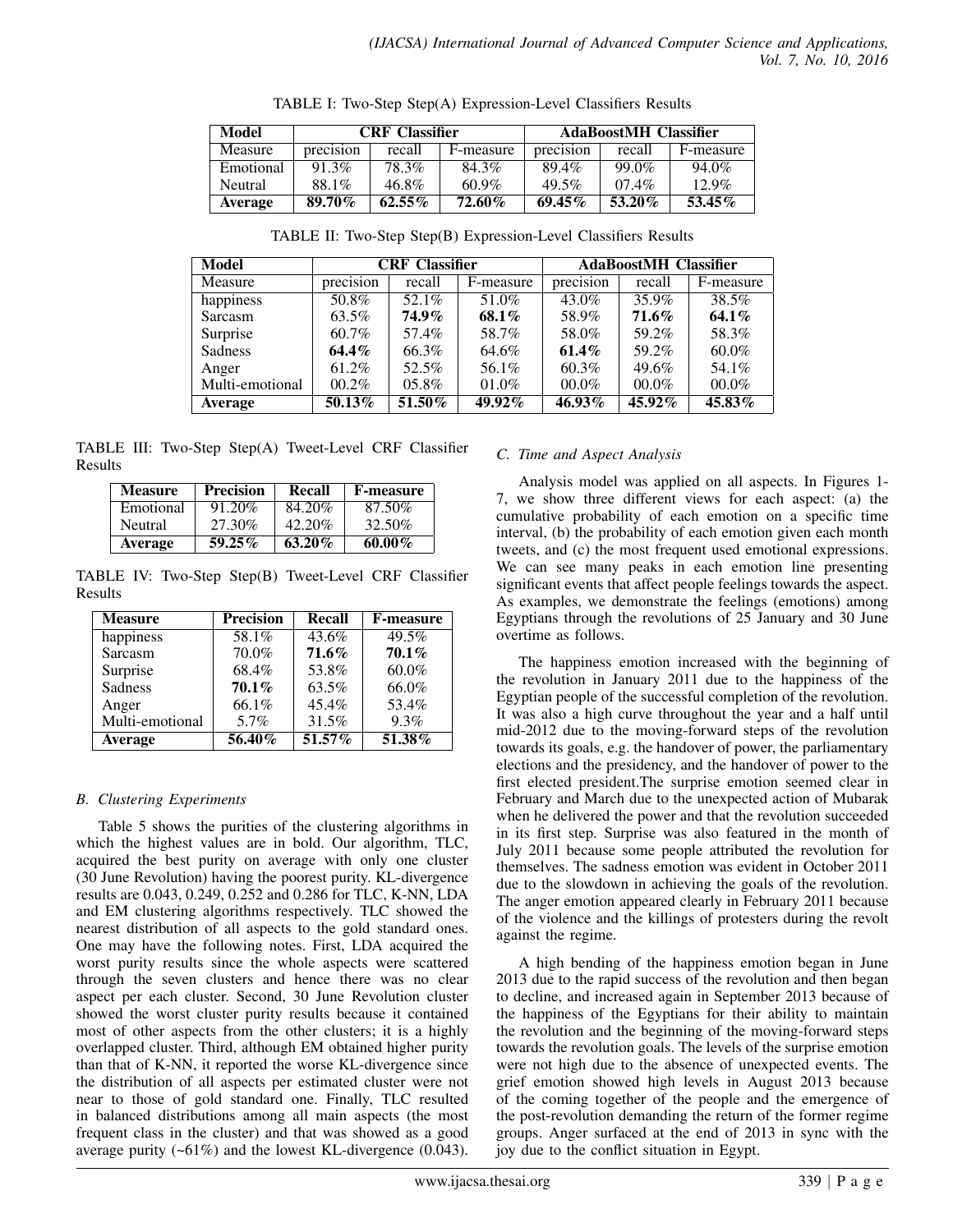TABLE I: Two-Step Step(A) Expression-Level Classifiers Results

| Model | CRF Classifier | | | AdaBoostMH Classifier | | |
|---|---|---|---|---|---|---|
| Measure | precision | recall | F-measure | precision | recall | F-measure |
| Emotional | 91.3% | 78.3% | 84.3% | 89.4% | 99.0% | 94.0% |
| Neutral | 88.1% | 46.8% | 60.9% | 49.5% | 07.4% | 12.9% |
| **Average** | **89.70%** | **62.55%** | **72.60%** | **69.45%** | **53.20%** | **53.45%** |

TABLE II: Two-Step Step(B) Expression-Level Classifiers Results

| Model | CRF Classifier | | | AdaBoostMH Classifier | | |
|---|---|---|---|---|---|---|
| Measure | precision | recall | F-measure | precision | recall | F-measure |
| happiness | 50.8% | 52.1% | 51.0% | 43.0% | 35.9% | 38.5% |
| Sarcasm | 63.5% | **74.9%** | **68.1%** | 58.9% | **71.6%** | **64.1%** |
| Surprise | 60.7% | 57.4% | 58.7% | 58.0% | 59.2% | 58.3% |
| Sadness | **64.4%** | 66.3% | 64.6% | **61.4%** | 59.2% | 60.0% |
| Anger | 61.2% | 52.5% | 56.1% | 60.3% | 49.6% | 54.1% |
| Multi-emotional | 00.2% | 05.8% | 01.0% | 00.0% | 00.0% | 00.0% |
| **Average** | **50.13%** | **51.50%** | **49.92%** | **46.93%** | **45.92%** | **45.83%** |

TABLE III: Two-Step Step(A) Tweet-Level CRF Classifier Results

| Measure | Precision | Recall | F-measure |
|---|---|---|---|
| Emotional | 91.20% | 84.20% | 87.50% |
| Neutral | 27.30% | 42.20% | 32.50% |
| **Average** | **59.25%** | **63.20%** | **60.00%** |

TABLE IV: Two-Step Step(B) Tweet-Level CRF Classifier Results

| Measure | Precision | Recall | F-measure |
|---|---|---|---|
| happiness | 58.1% | 43.6% | 49.5% |
| Sarcasm | 70.0% | **71.6%** | **70.1%** |
| Surprise | 68.4% | 53.8% | 60.0% |
| Sadness | **70.1%** | 63.5% | 66.0% |
| Anger | 66.1% | 45.4% | 53.4% |
| Multi-emotional | 5.7% | 31.5% | 9.3% |
| **Average** | **56.40%** | **51.57%** | **51.38%** |

### *B. Clustering Experiments*

Table 5 shows the purities of the clustering algorithms in which the highest values are in bold. Our algorithm, TLC, acquired the best purity on average with only one cluster (30 June Revolution) having the poorest purity. KL-divergence results are 0.043, 0.249, 0.252 and 0.286 for TLC, K-NN, LDA and EM clustering algorithms respectively. TLC showed the nearest distribution of all aspects to the gold standard ones. One may have the following notes. First, LDA acquired the worst purity results since the whole aspects were scattered through the seven clusters and hence there was no clear aspect per each cluster. Second, 30 June Revolution cluster showed the worst cluster purity results because it contained most of other aspects from the other clusters; it is a highly overlapped cluster. Third, although EM obtained higher purity than that of K-NN, it reported the worse KL-divergence since the distribution of all aspects per estimated cluster were not near to those of gold standard one. Finally, TLC resulted in balanced distributions among all main aspects (the most frequent class in the cluster) and that was showed as a good average purity (~61%) and the lowest KL-divergence (0.043).

### *C. Time and Aspect Analysis*

Analysis model was applied on all aspects. In Figures 1-7, we show three different views for each aspect: (a) the cumulative probability of each emotion on a specific time interval, (b) the probability of each emotion given each month tweets, and (c) the most frequent used emotional expressions. We can see many peaks in each emotion line presenting significant events that affect people feelings towards the aspect. As examples, we demonstrate the feelings (emotions) among Egyptians through the revolutions of 25 January and 30 June overtime as follows.

The happiness emotion increased with the beginning of the revolution in January 2011 due to the happiness of the Egyptian people of the successful completion of the revolution. It was also a high curve throughout the year and a half until mid-2012 due to the moving-forward steps of the revolution towards its goals, e.g. the handover of power, the parliamentary elections and the presidency, and the handover of power to the first elected president.The surprise emotion seemed clear in February and March due to the unexpected action of Mubarak when he delivered the power and that the revolution succeeded in its first step. Surprise was also featured in the month of July 2011 because some people attributed the revolution for themselves. The sadness emotion was evident in October 2011 due to the slowdown in achieving the goals of the revolution. The anger emotion appeared clearly in February 2011 because of the violence and the killings of protesters during the revolt against the regime.

A high bending of the happiness emotion began in June 2013 due to the rapid success of the revolution and then began to decline, and increased again in September 2013 because of the happiness of the Egyptians for their ability to maintain the revolution and the beginning of the moving-forward steps towards the revolution goals. The levels of the surprise emotion were not high due to the absence of unexpected events. The grief emotion showed high levels in August 2013 because of the coming together of the people and the emergence of the post-revolution demanding the return of the former regime groups. Anger surfaced at the end of 2013 in sync with the joy due to the conflict situation in Egypt.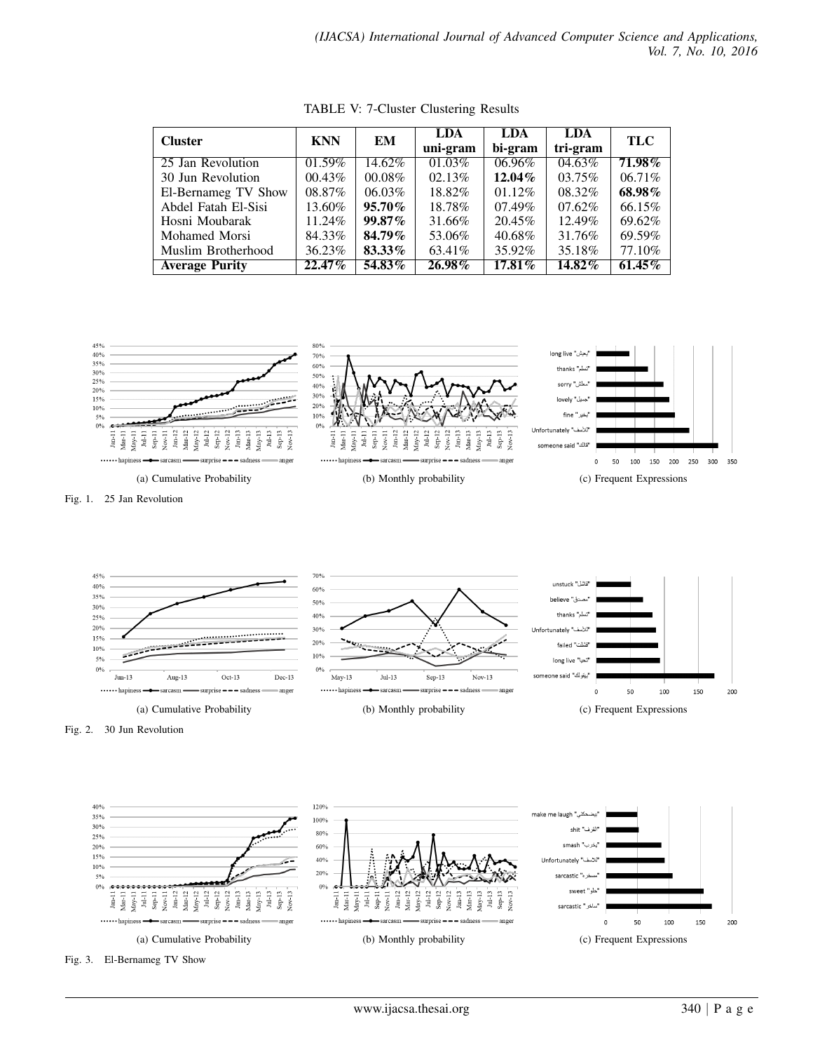TABLE V: 7-Cluster Clustering Results

| Cluster | KNN | EM | LDA uni-gram | LDA bi-gram | LDA tri-gram | TLC |
|---|---|---|---|---|---|---|
| 25 Jan Revolution | 01.59% | 14.62% | 01.03% | 06.96% | 04.63% | **71.98%** |
| 30 Jun Revolution | 00.43% | 00.08% | 02.13% | **12.04%** | 03.75% | 06.71% |
| El-Bernameg TV Show | 08.87% | 06.03% | 18.82% | 01.12% | 08.32% | **68.98%** |
| Abdel Fatah El-Sisi | 13.60% | **95.70%** | 18.78% | 07.49% | 07.62% | 66.15% |
| Hosni Moubarak | 11.24% | **99.87%** | 31.66% | 20.45% | 12.49% | 69.62% |
| Mohamed Morsi | 84.33% | **84.79%** | 53.06% | 40.68% | 31.76% | 69.59% |
| Muslim Brotherhood | 36.23% | **83.33%** | 63.41% | 35.92% | 35.18% | 77.10% |
| **Average Purity** | **22.47%** | **54.83%** | **26.98%** | **17.81%** | **14.82%** | **61.45%** |

(a) Cumulative Probability

(b) Monthly probability

(c) Frequent Expressions

Fig. 1. 25 Jan Revolution

(a) Cumulative Probability

(b) Monthly probability

(c) Frequent Expressions

Fig. 2. 30 Jun Revolution

(a) Cumulative Probability

(b) Monthly probability

(c) Frequent Expressions

Fig. 3. El-Bernameg TV Show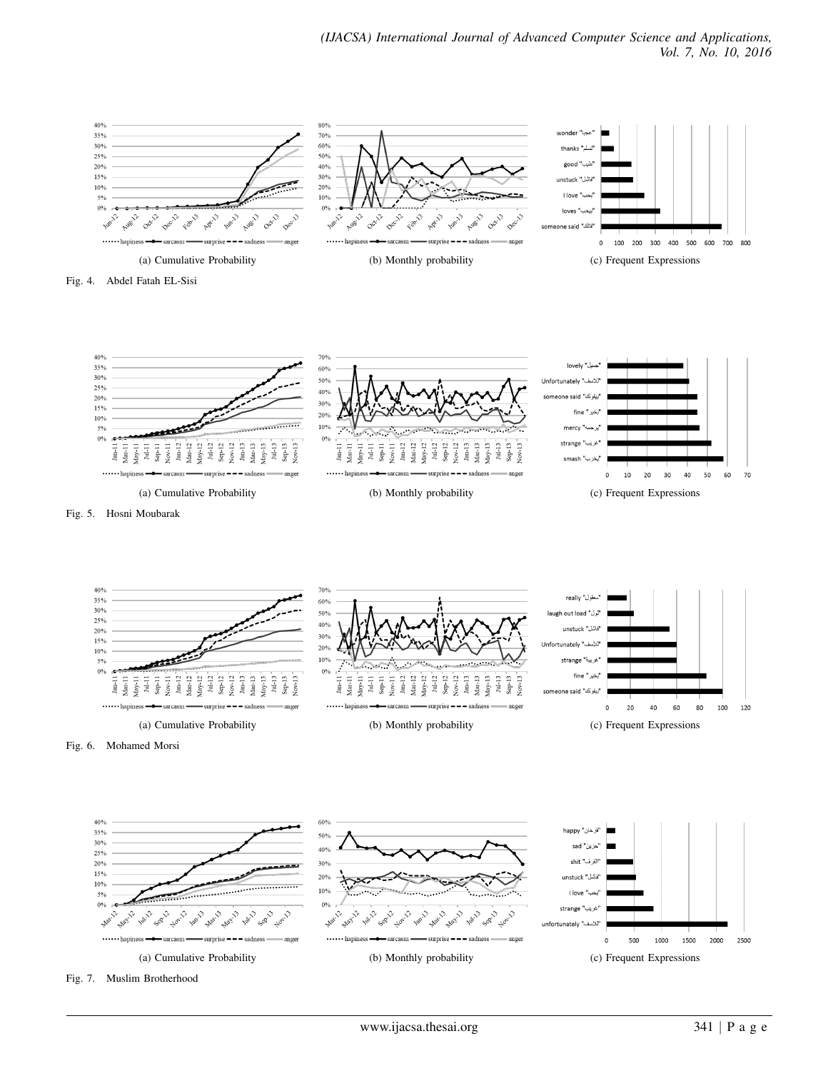(a) Cumulative Probability

(b) Monthly probability

(c) Frequent Expressions

Fig. 4. Abdel Fatah EL-Sisi

(a) Cumulative Probability

(b) Monthly probability

(c) Frequent Expressions

Fig. 5. Hosni Moubarak

(a) Cumulative Probability

(b) Monthly probability

(c) Frequent Expressions

Fig. 6. Mohamed Morsi

(a) Cumulative Probability

(b) Monthly probability

(c) Frequent Expressions

Fig. 7. Muslim Brotherhood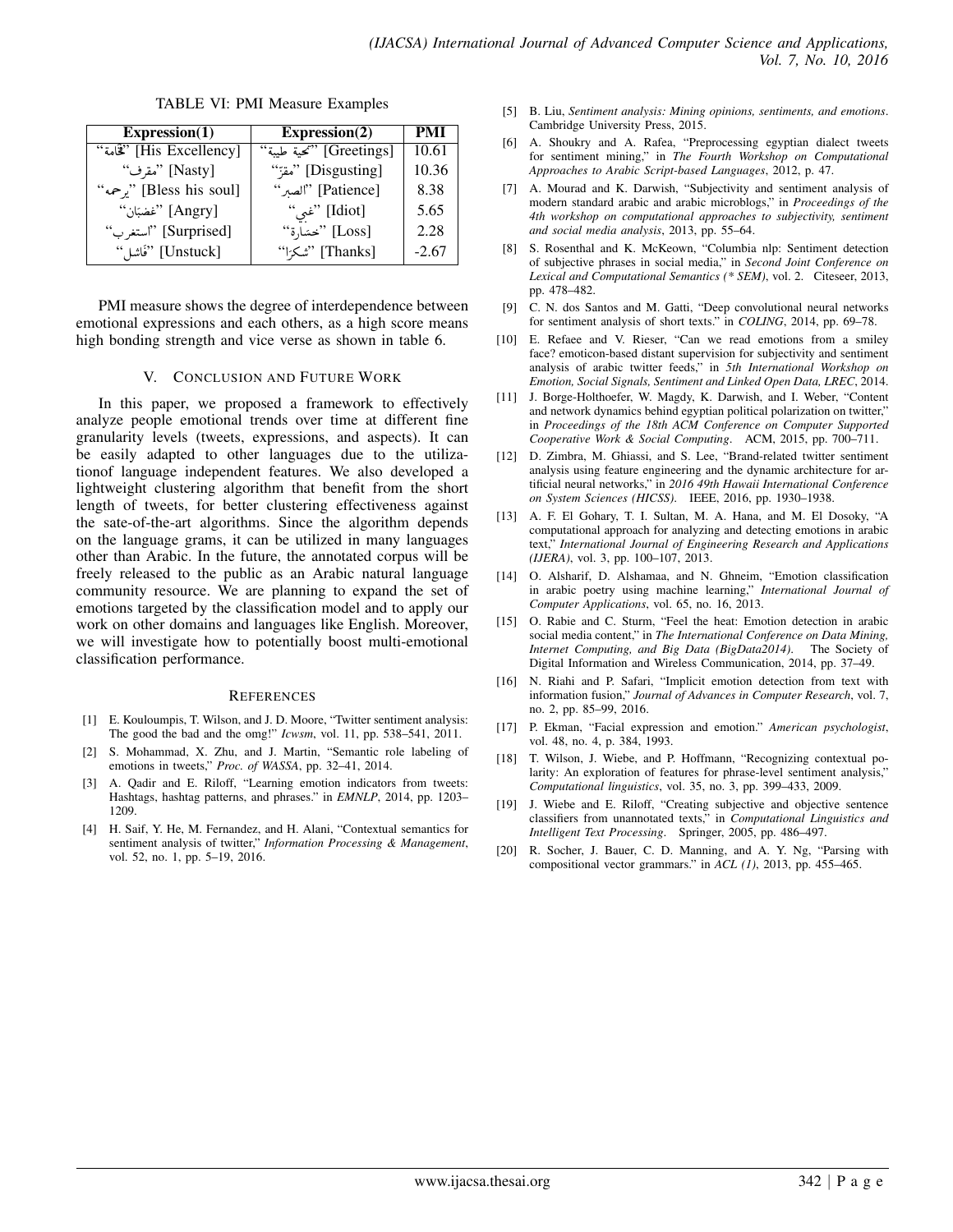TABLE VI: PMI Measure Examples

| Expression(1) | Expression(2) | PMI |
| --- | --- | --- |
| "فخامة" [His Excellency] | "تحية طيبة" [Greetings] | 10.61 |
| "مقرف" [Nasty] | "مقزز" [Disgusting] | 10.36 |
| "يرحمه" [Bless his soul] | "الصبر" [Patience] | 8.38 |
| "غضبان" [Angry] | "غبي" [Idiot] | 5.65 |
| "استغرب" [Surprised] | "خسارة" [Loss] | 2.28 |
| "فاشل" [Unstuck] | "شكرا" [Thanks] | -2.67 |

PMI measure shows the degree of interdependence between emotional expressions and each others, as a high score means high bonding strength and vice verse as shown in table 6.

## V. Conclusion and Future Work

In this paper, we proposed a framework to effectively analyze people emotional trends over time at different fine granularity levels (tweets, expressions, and aspects). It can be easily adapted to other languages due to the utilizationof language independent features. We also developed a lightweight clustering algorithm that benefit from the short length of tweets, for better clustering effectiveness against the sate-of-the-art algorithms. Since the algorithm depends on the language grams, it can be utilized in many languages other than Arabic. In the future, the annotated corpus will be freely released to the public as an Arabic natural language community resource. We are planning to expand the set of emotions targeted by the classification model and to apply our work on other domains and languages like English. Moreover, we will investigate how to potentially boost multi-emotional classification performance.

## References

[1] E. Kouloumpis, T. Wilson, and J. D. Moore, "Twitter sentiment analysis: The good the bad and the omg!" *Icwsm*, vol. 11, pp. 538–541, 2011.

[2] S. Mohammad, X. Zhu, and J. Martin, "Semantic role labeling of emotions in tweets," *Proc. of WASSA*, pp. 32–41, 2014.

[3] A. Qadir and E. Riloff, "Learning emotion indicators from tweets: Hashtags, hashtag patterns, and phrases." in *EMNLP*, 2014, pp. 1203–1209.

[4] H. Saif, Y. He, M. Fernandez, and H. Alani, "Contextual semantics for sentiment analysis of twitter," *Information Processing & Management*, vol. 52, no. 1, pp. 5–19, 2016.

[5] B. Liu, *Sentiment analysis: Mining opinions, sentiments, and emotions*. Cambridge University Press, 2015.

[6] A. Shoukry and A. Rafea, "Preprocessing egyptian dialect tweets for sentiment mining," in *The Fourth Workshop on Computational Approaches to Arabic Script-based Languages*, 2012, p. 47.

[7] A. Mourad and K. Darwish, "Subjectivity and sentiment analysis of modern standard arabic and arabic microblogs," in *Proceedings of the 4th workshop on computational approaches to subjectivity, sentiment and social media analysis*, 2013, pp. 55–64.

[8] S. Rosenthal and K. McKeown, "Columbia nlp: Sentiment detection of subjective phrases in social media," in *Second Joint Conference on Lexical and Computational Semantics (* SEM)*, vol. 2. Citeseer, 2013, pp. 478–482.

[9] C. N. dos Santos and M. Gatti, "Deep convolutional neural networks for sentiment analysis of short texts." in *COLING*, 2014, pp. 69–78.

[10] E. Refaee and V. Rieser, "Can we read emotions from a smiley face? emoticon-based distant supervision for subjectivity and sentiment analysis of arabic twitter feeds," in *5th International Workshop on Emotion, Social Signals, Sentiment and Linked Open Data, LREC*, 2014.

[11] J. Borge-Holthoefer, W. Magdy, K. Darwish, and I. Weber, "Content and network dynamics behind egyptian political polarization on twitter," in *Proceedings of the 18th ACM Conference on Computer Supported Cooperative Work & Social Computing*. ACM, 2015, pp. 700–711.

[12] D. Zimbra, M. Ghiassi, and S. Lee, "Brand-related twitter sentiment analysis using feature engineering and the dynamic architecture for artificial neural networks," in *2016 49th Hawaii International Conference on System Sciences (HICSS)*. IEEE, 2016, pp. 1930–1938.

[13] A. F. El Gohary, T. I. Sultan, M. A. Hana, and M. El Dosoky, "A computational approach for analyzing and detecting emotions in arabic text," *International Journal of Engineering Research and Applications (IJERA)*, vol. 3, pp. 100–107, 2013.

[14] O. Alsharif, D. Alshamaa, and N. Ghneim, "Emotion classification in arabic poetry using machine learning," *International Journal of Computer Applications*, vol. 65, no. 16, 2013.

[15] O. Rabie and C. Sturm, "Feel the heat: Emotion detection in arabic social media content," in *The International Conference on Data Mining, Internet Computing, and Big Data (BigData2014)*. The Society of Digital Information and Wireless Communication, 2014, pp. 37–49.

[16] N. Riahi and P. Safari, "Implicit emotion detection from text with information fusion," *Journal of Advances in Computer Research*, vol. 7, no. 2, pp. 85–99, 2016.

[17] P. Ekman, "Facial expression and emotion." *American psychologist*, vol. 48, no. 4, p. 384, 1993.

[18] T. Wilson, J. Wiebe, and P. Hoffmann, "Recognizing contextual polarity: An exploration of features for phrase-level sentiment analysis," *Computational linguistics*, vol. 35, no. 3, pp. 399–433, 2009.

[19] J. Wiebe and E. Riloff, "Creating subjective and objective sentence classifiers from unannotated texts," in *Computational Linguistics and Intelligent Text Processing*. Springer, 2005, pp. 486–497.

[20] R. Socher, J. Bauer, C. D. Manning, and A. Y. Ng, "Parsing with compositional vector grammars." in *ACL (1)*, 2013, pp. 455–465.